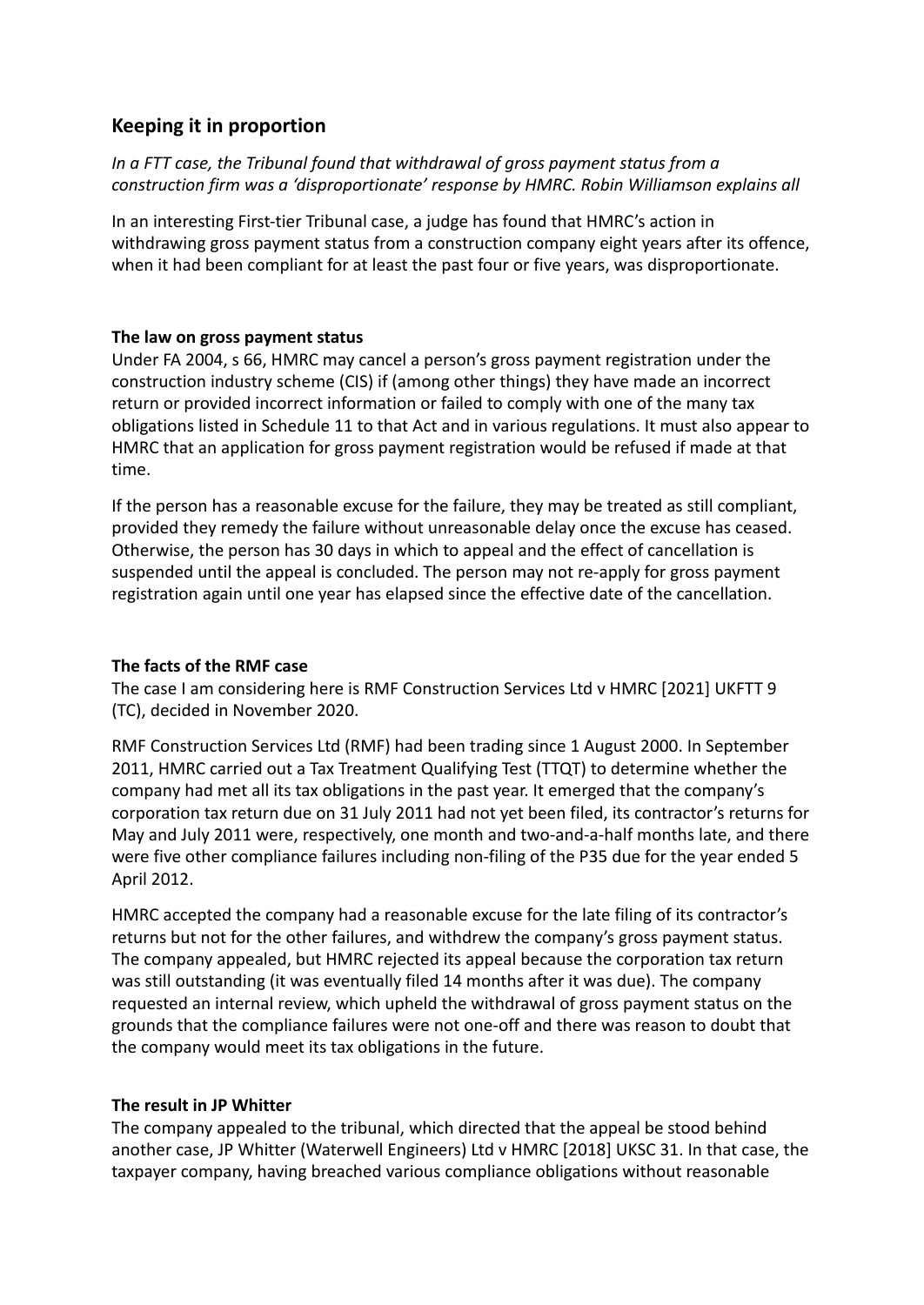## Keeping it in proportion

*In a FTT case, the Tribunal found that withdrawal of gross payment status from a construction firm was a 'disproportionate' response by HMRC. Robin Williamson explains all*

In an interesting First-tier Tribunal case, a judge has found that HMRC's action in withdrawing gross payment status from a construction company eight years after its offence, when it had been compliant for at least the past four or five years, was disproportionate.

### The law on gross payment status

Under FA 2004, s 66, HMRC may cancel a person's gross payment registration under the construction industry scheme (CIS) if (among other things) they have made an incorrect return or provided incorrect information or failed to comply with one of the many tax obligations listed in Schedule 11 to that Act and in various regulations. It must also appear to HMRC that an application for gross payment registration would be refused if made at that time.

If the person has a reasonable excuse for the failure, they may be treated as still compliant, provided they remedy the failure without unreasonable delay once the excuse has ceased. Otherwise, the person has 30 days in which to appeal and the effect of cancellation is suspended until the appeal is concluded. The person may not re-apply for gross payment registration again until one year has elapsed since the effective date of the cancellation.

### The facts of the RMF case

The case I am considering here is RMF Construction Services Ltd v HMRC [2021] UKFTT 9 (TC), decided in November 2020.

RMF Construction Services Ltd (RMF) had been trading since 1 August 2000. In September 2011, HMRC carried out a Tax Treatment Qualifying Test (TTQT) to determine whether the company had met all its tax obligations in the past year. It emerged that the company's corporation tax return due on 31 July 2011 had not yet been filed, its contractor's returns for May and July 2011 were, respectively, one month and two-and-a-half months late, and there were five other compliance failures including non-filing of the P35 due for the year ended 5 April 2012.

HMRC accepted the company had a reasonable excuse for the late filing of its contractor's returns but not for the other failures, and withdrew the company's gross payment status. The company appealed, but HMRC rejected its appeal because the corporation tax return was still outstanding (it was eventually filed 14 months after it was due). The company requested an internal review, which upheld the withdrawal of gross payment status on the grounds that the compliance failures were not one-off and there was reason to doubt that the company would meet its tax obligations in the future.

### The result in JP Whitter

The company appealed to the tribunal, which directed that the appeal be stood behind another case, JP Whitter (Waterwell Engineers) Ltd v HMRC [2018] UKSC 31. In that case, the taxpayer company, having breached various compliance obligations without reasonable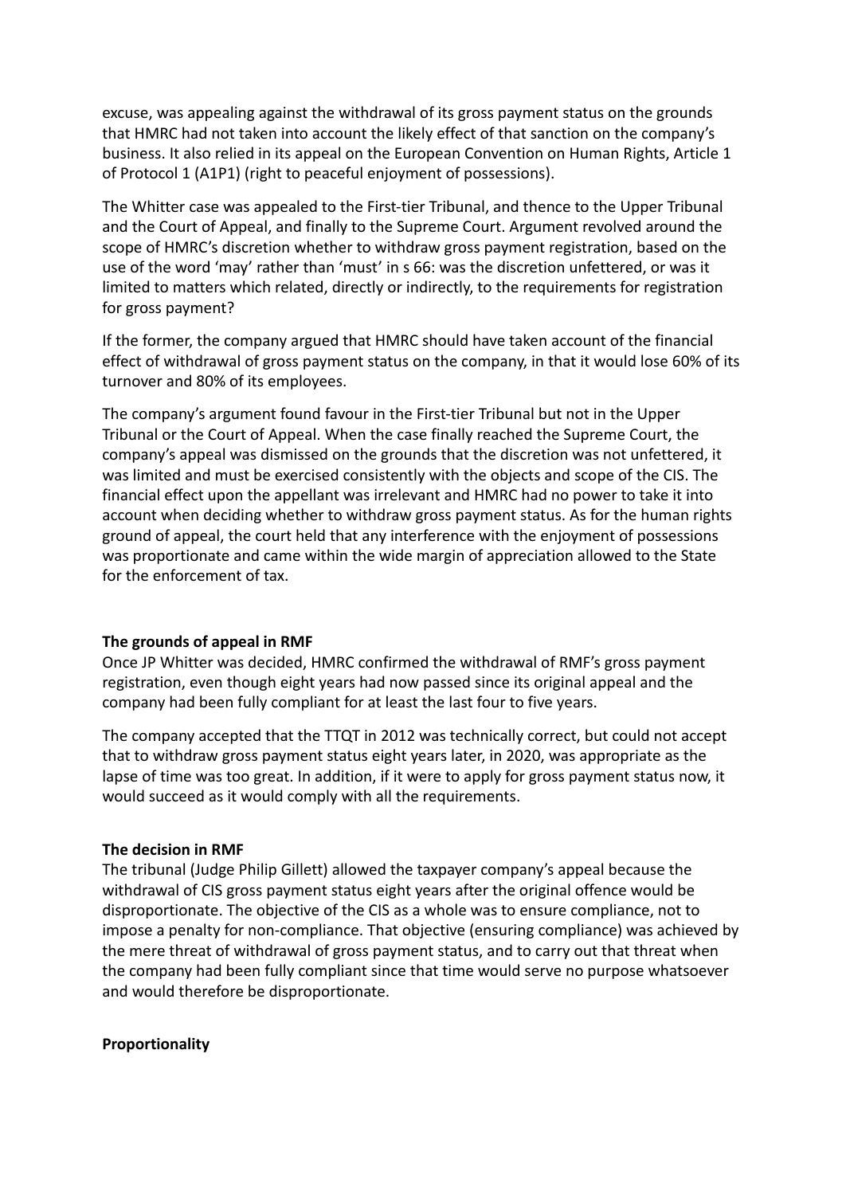excuse, was appealing against the withdrawal of its gross payment status on the grounds that HMRC had not taken into account the likely effect of that sanction on the company's business. It also relied in its appeal on the European Convention on Human Rights, Article 1 of Protocol 1 (A1P1) (right to peaceful enjoyment of possessions).

The Whitter case was appealed to the First-tier Tribunal, and thence to the Upper Tribunal and the Court of Appeal, and finally to the Supreme Court. Argument revolved around the scope of HMRC's discretion whether to withdraw gross payment registration, based on the use of the word 'may' rather than 'must' in s 66: was the discretion unfettered, or was it limited to matters which related, directly or indirectly, to the requirements for registration for gross payment?

If the former, the company argued that HMRC should have taken account of the financial effect of withdrawal of gross payment status on the company, in that it would lose 60% of its turnover and 80% of its employees.

The company's argument found favour in the First-tier Tribunal but not in the Upper Tribunal or the Court of Appeal. When the case finally reached the Supreme Court, the company's appeal was dismissed on the grounds that the discretion was not unfettered, it was limited and must be exercised consistently with the objects and scope of the CIS. The financial effect upon the appellant was irrelevant and HMRC had no power to take it into account when deciding whether to withdraw gross payment status. As for the human rights ground of appeal, the court held that any interference with the enjoyment of possessions was proportionate and came within the wide margin of appreciation allowed to the State for the enforcement of tax.

**The grounds of appeal in RMF**

Once JP Whitter was decided, HMRC confirmed the withdrawal of RMF's gross payment registration, even though eight years had now passed since its original appeal and the company had been fully compliant for at least the last four to five years.

The company accepted that the TTQT in 2012 was technically correct, but could not accept that to withdraw gross payment status eight years later, in 2020, was appropriate as the lapse of time was too great. In addition, if it were to apply for gross payment status now, it would succeed as it would comply with all the requirements.

**The decision in RMF**

The tribunal (Judge Philip Gillett) allowed the taxpayer company's appeal because the withdrawal of CIS gross payment status eight years after the original offence would be disproportionate. The objective of the CIS as a whole was to ensure compliance, not to impose a penalty for non-compliance. That objective (ensuring compliance) was achieved by the mere threat of withdrawal of gross payment status, and to carry out that threat when the company had been fully compliant since that time would serve no purpose whatsoever and would therefore be disproportionate.

**Proportionality**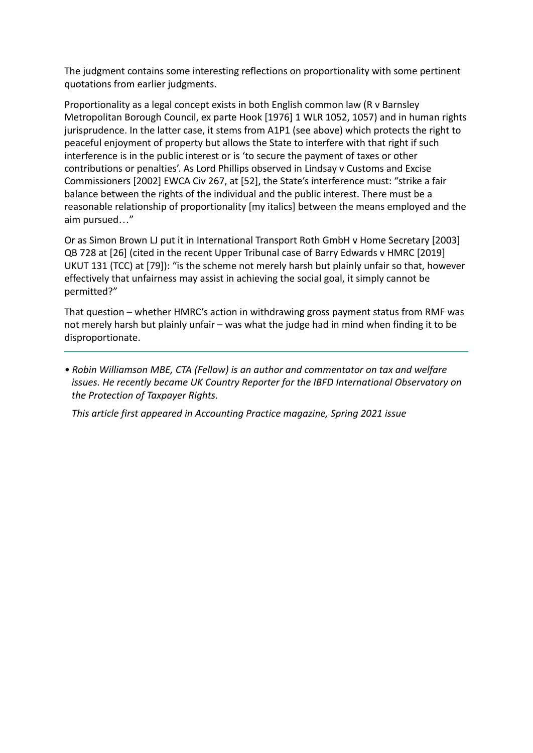The judgment contains some interesting reflections on proportionality with some pertinent quotations from earlier judgments.

Proportionality as a legal concept exists in both English common law (R v Barnsley Metropolitan Borough Council, ex parte Hook [1976] 1 WLR 1052, 1057) and in human rights jurisprudence. In the latter case, it stems from A1P1 (see above) which protects the right to peaceful enjoyment of property but allows the State to interfere with that right if such interference is in the public interest or is 'to secure the payment of taxes or other contributions or penalties'. As Lord Phillips observed in Lindsay v Customs and Excise Commissioners [2002] EWCA Civ 267, at [52], the State's interference must: "strike a fair balance between the rights of the individual and the public interest. There must be a reasonable relationship of proportionality [my italics] between the means employed and the aim pursued…"

Or as Simon Brown LJ put it in International Transport Roth GmbH v Home Secretary [2003] QB 728 at [26] (cited in the recent Upper Tribunal case of Barry Edwards v HMRC [2019] UKUT 131 (TCC) at [79]): "is the scheme not merely harsh but plainly unfair so that, however effectively that unfairness may assist in achieving the social goal, it simply cannot be permitted?"

That question – whether HMRC's action in withdrawing gross payment status from RMF was not merely harsh but plainly unfair – was what the judge had in mind when finding it to be disproportionate.

---

- *Robin Williamson MBE, CTA (Fellow) is an author and commentator on tax and welfare issues. He recently became UK Country Reporter for the IBFD International Observatory on the Protection of Taxpayer Rights.*

  *This article first appeared in Accounting Practice magazine, Spring 2021 issue*